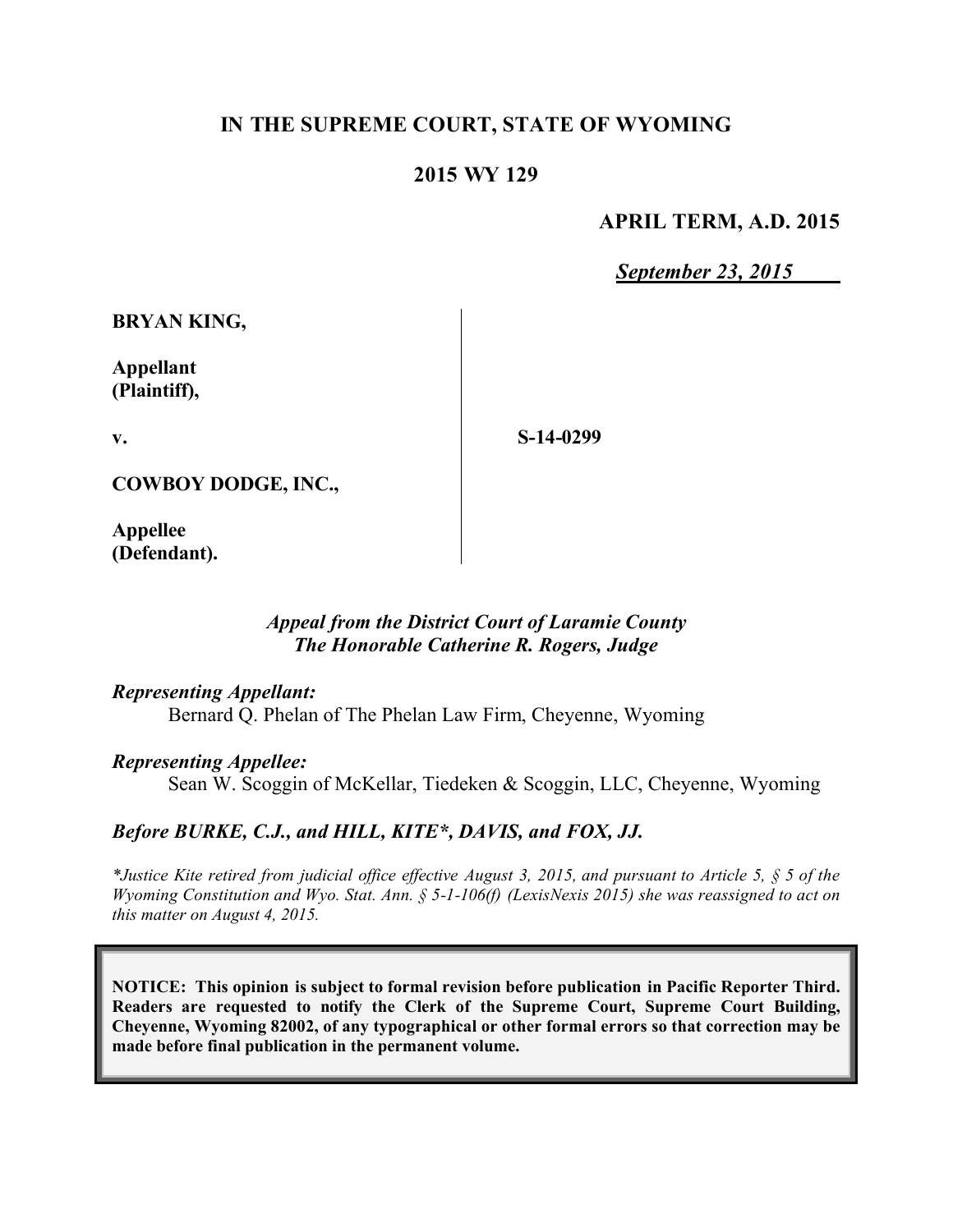**IN THE SUPREME COURT, STATE OF WYOMING**

**2015 WY 129**

**APRIL TERM, A.D. 2015**

*September 23, 2015*

**BRYAN KING,**

**Appellant (Plaintiff),**

**v.**

**S-14-0299**

**COWBOY DODGE, INC.,**

**Appellee (Defendant).**

***Appeal from the District Court of Laramie County***
***The Honorable Catherine R. Rogers, Judge***

***Representing Appellant:***
Bernard Q. Phelan of The Phelan Law Firm, Cheyenne, Wyoming

***Representing Appellee:***
Sean W. Scoggin of McKellar, Tiedeken & Scoggin, LLC, Cheyenne, Wyoming

***Before BURKE, C.J., and HILL, KITE\*, DAVIS, and FOX, JJ.***

*\*Justice Kite retired from judicial office effective August 3, 2015, and pursuant to Article 5, § 5 of the Wyoming Constitution and Wyo. Stat. Ann. § 5-1-106(f) (LexisNexis 2015) she was reassigned to act on this matter on August 4, 2015.*

**NOTICE: This opinion is subject to formal revision before publication in Pacific Reporter Third. Readers are requested to notify the Clerk of the Supreme Court, Supreme Court Building, Cheyenne, Wyoming 82002, of any typographical or other formal errors so that correction may be made before final publication in the permanent volume.**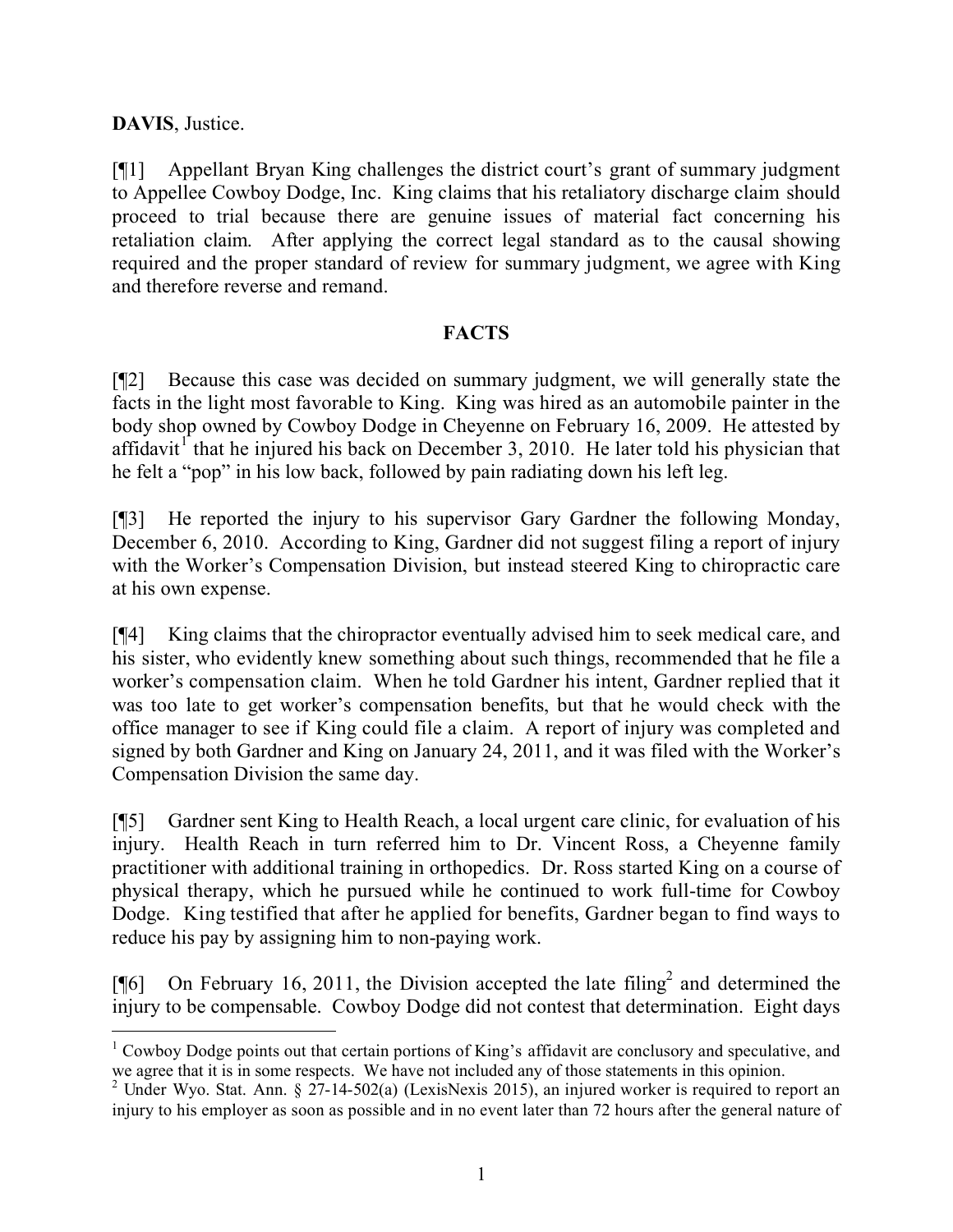**DAVIS**, Justice.

[¶1] Appellant Bryan King challenges the district court's grant of summary judgment to Appellee Cowboy Dodge, Inc. King claims that his retaliatory discharge claim should proceed to trial because there are genuine issues of material fact concerning his retaliation claim. After applying the correct legal standard as to the causal showing required and the proper standard of review for summary judgment, we agree with King and therefore reverse and remand.

## FACTS

[¶2] Because this case was decided on summary judgment, we will generally state the facts in the light most favorable to King. King was hired as an automobile painter in the body shop owned by Cowboy Dodge in Cheyenne on February 16, 2009. He attested by affidavit[1] that he injured his back on December 3, 2010. He later told his physician that he felt a "pop" in his low back, followed by pain radiating down his left leg.

[¶3] He reported the injury to his supervisor Gary Gardner the following Monday, December 6, 2010. According to King, Gardner did not suggest filing a report of injury with the Worker's Compensation Division, but instead steered King to chiropractic care at his own expense.

[¶4] King claims that the chiropractor eventually advised him to seek medical care, and his sister, who evidently knew something about such things, recommended that he file a worker's compensation claim. When he told Gardner his intent, Gardner replied that it was too late to get worker's compensation benefits, but that he would check with the office manager to see if King could file a claim. A report of injury was completed and signed by both Gardner and King on January 24, 2011, and it was filed with the Worker's Compensation Division the same day.

[¶5] Gardner sent King to Health Reach, a local urgent care clinic, for evaluation of his injury. Health Reach in turn referred him to Dr. Vincent Ross, a Cheyenne family practitioner with additional training in orthopedics. Dr. Ross started King on a course of physical therapy, which he pursued while he continued to work full-time for Cowboy Dodge. King testified that after he applied for benefits, Gardner began to find ways to reduce his pay by assigning him to non-paying work.

[¶6] On February 16, 2011, the Division accepted the late filing[2] and determined the injury to be compensable. Cowboy Dodge did not contest that determination. Eight days

---

[1] Cowboy Dodge points out that certain portions of King's affidavit are conclusory and speculative, and we agree that it is in some respects. We have not included any of those statements in this opinion.

[2] Under Wyo. Stat. Ann. § 27-14-502(a) (LexisNexis 2015), an injured worker is required to report an injury to his employer as soon as possible and in no event later than 72 hours after the general nature of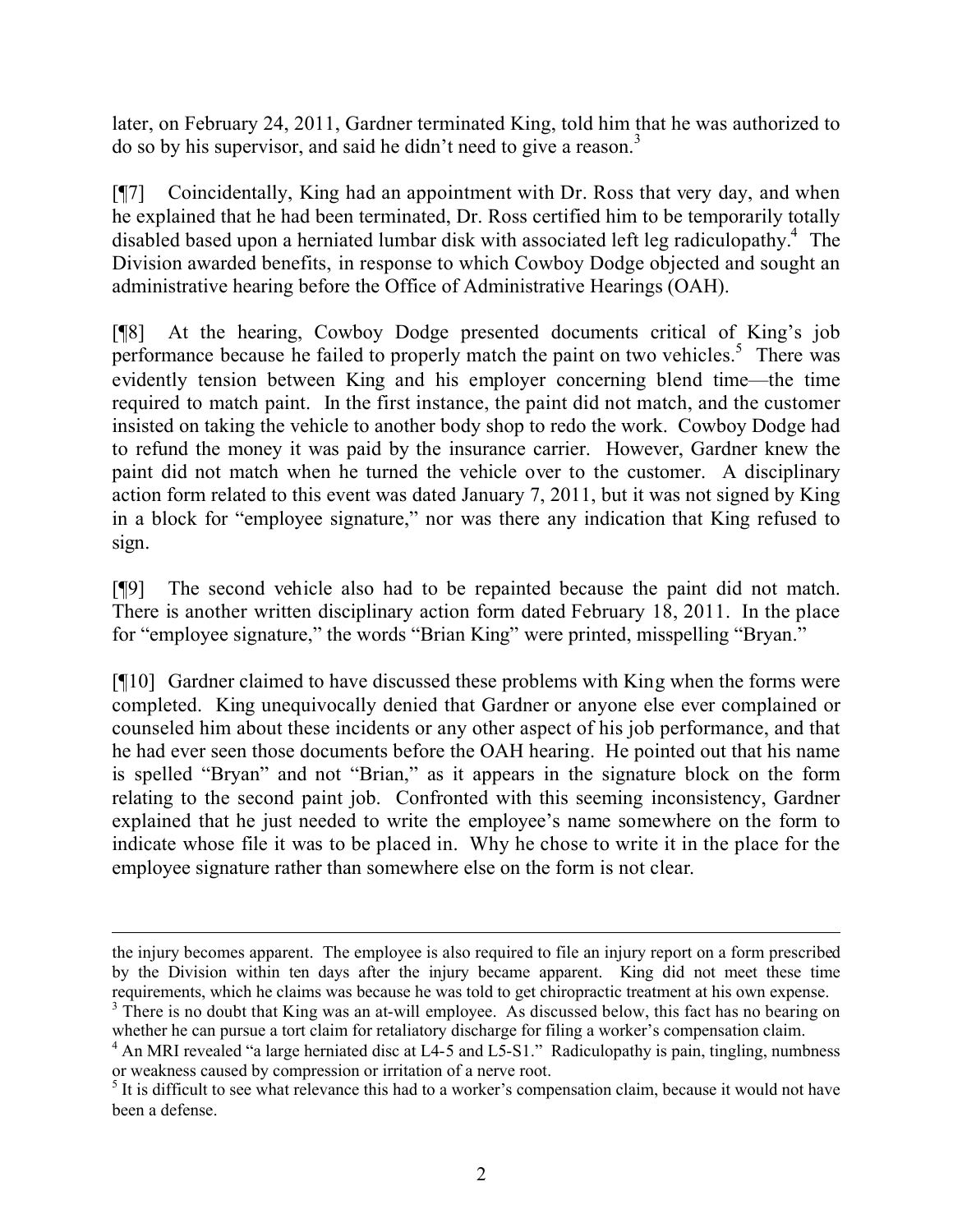later, on February 24, 2011, Gardner terminated King, told him that he was authorized to do so by his supervisor, and said he didn't need to give a reason.[3]

[¶7] Coincidentally, King had an appointment with Dr. Ross that very day, and when he explained that he had been terminated, Dr. Ross certified him to be temporarily totally disabled based upon a herniated lumbar disk with associated left leg radiculopathy.[4] The Division awarded benefits, in response to which Cowboy Dodge objected and sought an administrative hearing before the Office of Administrative Hearings (OAH).

[¶8] At the hearing, Cowboy Dodge presented documents critical of King's job performance because he failed to properly match the paint on two vehicles.[5] There was evidently tension between King and his employer concerning blend time—the time required to match paint. In the first instance, the paint did not match, and the customer insisted on taking the vehicle to another body shop to redo the work. Cowboy Dodge had to refund the money it was paid by the insurance carrier. However, Gardner knew the paint did not match when he turned the vehicle over to the customer. A disciplinary action form related to this event was dated January 7, 2011, but it was not signed by King in a block for "employee signature," nor was there any indication that King refused to sign.

[¶9] The second vehicle also had to be repainted because the paint did not match. There is another written disciplinary action form dated February 18, 2011. In the place for "employee signature," the words "Brian King" were printed, misspelling "Bryan."

[¶10] Gardner claimed to have discussed these problems with King when the forms were completed. King unequivocally denied that Gardner or anyone else ever complained or counseled him about these incidents or any other aspect of his job performance, and that he had ever seen those documents before the OAH hearing. He pointed out that his name is spelled "Bryan" and not "Brian," as it appears in the signature block on the form relating to the second paint job. Confronted with this seeming inconsistency, Gardner explained that he just needed to write the employee's name somewhere on the form to indicate whose file it was to be placed in. Why he chose to write it in the place for the employee signature rather than somewhere else on the form is not clear.

---

the injury becomes apparent. The employee is also required to file an injury report on a form prescribed by the Division within ten days after the injury became apparent. King did not meet these time requirements, which he claims was because he was told to get chiropractic treatment at his own expense.

[3] There is no doubt that King was an at-will employee. As discussed below, this fact has no bearing on whether he can pursue a tort claim for retaliatory discharge for filing a worker's compensation claim.

[4] An MRI revealed "a large herniated disc at L4-5 and L5-S1." Radiculopathy is pain, tingling, numbness or weakness caused by compression or irritation of a nerve root.

[5] It is difficult to see what relevance this had to a worker's compensation claim, because it would not have been a defense.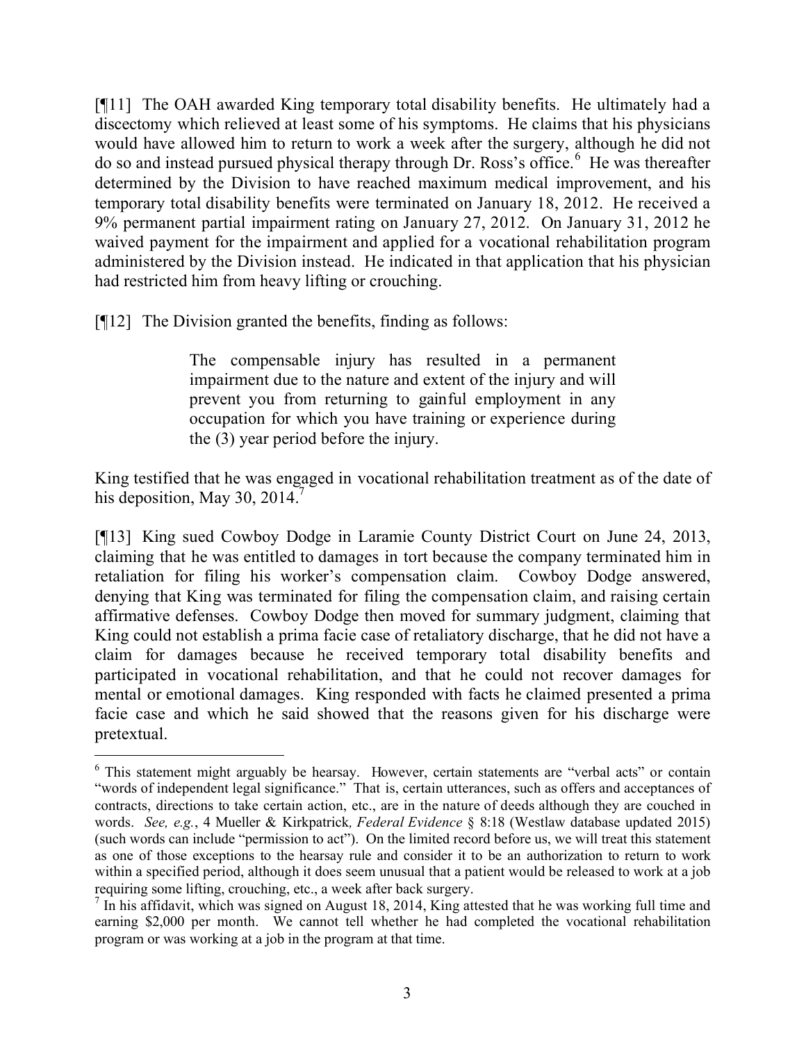[¶11] The OAH awarded King temporary total disability benefits. He ultimately had a discectomy which relieved at least some of his symptoms. He claims that his physicians would have allowed him to return to work a week after the surgery, although he did not do so and instead pursued physical therapy through Dr. Ross's office.[6] He was thereafter determined by the Division to have reached maximum medical improvement, and his temporary total disability benefits were terminated on January 18, 2012. He received a 9% permanent partial impairment rating on January 27, 2012. On January 31, 2012 he waived payment for the impairment and applied for a vocational rehabilitation program administered by the Division instead. He indicated in that application that his physician had restricted him from heavy lifting or crouching.

[¶12] The Division granted the benefits, finding as follows:

> The compensable injury has resulted in a permanent impairment due to the nature and extent of the injury and will prevent you from returning to gainful employment in any occupation for which you have training or experience during the (3) year period before the injury.

King testified that he was engaged in vocational rehabilitation treatment as of the date of his deposition, May 30, 2014.[7]

[¶13] King sued Cowboy Dodge in Laramie County District Court on June 24, 2013, claiming that he was entitled to damages in tort because the company terminated him in retaliation for filing his worker's compensation claim. Cowboy Dodge answered, denying that King was terminated for filing the compensation claim, and raising certain affirmative defenses. Cowboy Dodge then moved for summary judgment, claiming that King could not establish a prima facie case of retaliatory discharge, that he did not have a claim for damages because he received temporary total disability benefits and participated in vocational rehabilitation, and that he could not recover damages for mental or emotional damages. King responded with facts he claimed presented a prima facie case and which he said showed that the reasons given for his discharge were pretextual.

---

[6] This statement might arguably be hearsay. However, certain statements are "verbal acts" or contain "words of independent legal significance." That is, certain utterances, such as offers and acceptances of contracts, directions to take certain action, etc., are in the nature of deeds although they are couched in words. *See, e.g.*, 4 Mueller & Kirkpatrick*, Federal Evidence* § 8:18 (Westlaw database updated 2015) (such words can include "permission to act"). On the limited record before us, we will treat this statement as one of those exceptions to the hearsay rule and consider it to be an authorization to return to work within a specified period, although it does seem unusual that a patient would be released to work at a job requiring some lifting, crouching, etc., a week after back surgery.

[7] In his affidavit, which was signed on August 18, 2014, King attested that he was working full time and earning $2,000 per month. We cannot tell whether he had completed the vocational rehabilitation program or was working at a job in the program at that time.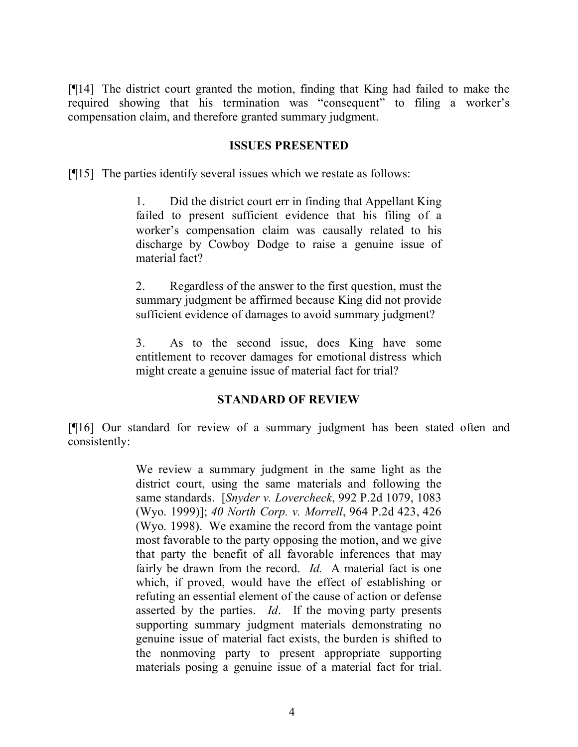[¶14] The district court granted the motion, finding that King had failed to make the required showing that his termination was "consequent" to filing a worker's compensation claim, and therefore granted summary judgment.

## ISSUES PRESENTED

[¶15] The parties identify several issues which we restate as follows:

> 1. Did the district court err in finding that Appellant King failed to present sufficient evidence that his filing of a worker's compensation claim was causally related to his discharge by Cowboy Dodge to raise a genuine issue of material fact?
>
> 2. Regardless of the answer to the first question, must the summary judgment be affirmed because King did not provide sufficient evidence of damages to avoid summary judgment?
>
> 3. As to the second issue, does King have some entitlement to recover damages for emotional distress which might create a genuine issue of material fact for trial?

## STANDARD OF REVIEW

[¶16] Our standard for review of a summary judgment has been stated often and consistently:

> We review a summary judgment in the same light as the district court, using the same materials and following the same standards. [*Snyder v. Lovercheck*, 992 P.2d 1079, 1083 (Wyo. 1999)]; *40 North Corp. v. Morrell*, 964 P.2d 423, 426 (Wyo. 1998). We examine the record from the vantage point most favorable to the party opposing the motion, and we give that party the benefit of all favorable inferences that may fairly be drawn from the record. *Id.* A material fact is one which, if proved, would have the effect of establishing or refuting an essential element of the cause of action or defense asserted by the parties. *Id*. If the moving party presents supporting summary judgment materials demonstrating no genuine issue of material fact exists, the burden is shifted to the nonmoving party to present appropriate supporting materials posing a genuine issue of a material fact for trial.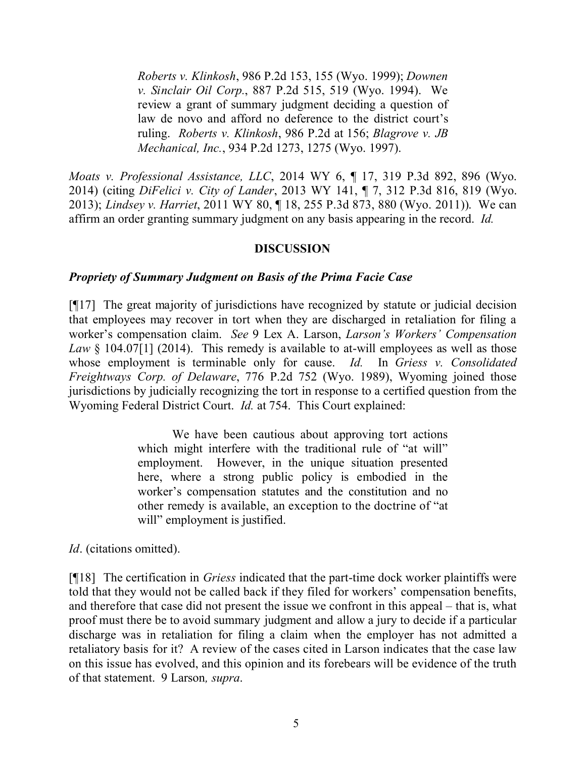> *Roberts v. Klinkosh*, 986 P.2d 153, 155 (Wyo. 1999); *Downen v. Sinclair Oil Corp.*, 887 P.2d 515, 519 (Wyo. 1994). We review a grant of summary judgment deciding a question of law de novo and afford no deference to the district court's ruling. *Roberts v. Klinkosh*, 986 P.2d at 156; *Blagrove v. JB Mechanical, Inc.*, 934 P.2d 1273, 1275 (Wyo. 1997).

*Moats v. Professional Assistance, LLC*, 2014 WY 6, ¶ 17, 319 P.3d 892, 896 (Wyo. 2014) (citing *DiFelici v. City of Lander*, 2013 WY 141, ¶ 7, 312 P.3d 816, 819 (Wyo. 2013); *Lindsey v. Harriet*, 2011 WY 80, ¶ 18, 255 P.3d 873, 880 (Wyo. 2011)). We can affirm an order granting summary judgment on any basis appearing in the record. *Id.*

## DISCUSSION

### *Propriety of Summary Judgment on Basis of the Prima Facie Case*

[¶17] The great majority of jurisdictions have recognized by statute or judicial decision that employees may recover in tort when they are discharged in retaliation for filing a worker's compensation claim. *See* 9 Lex A. Larson, *Larson's Workers' Compensation Law* § 104.07[1] (2014). This remedy is available to at-will employees as well as those whose employment is terminable only for cause. *Id.* In *Griess v. Consolidated Freightways Corp. of Delaware*, 776 P.2d 752 (Wyo. 1989), Wyoming joined those jurisdictions by judicially recognizing the tort in response to a certified question from the Wyoming Federal District Court. *Id.* at 754. This Court explained:

> We have been cautious about approving tort actions which might interfere with the traditional rule of "at will" employment. However, in the unique situation presented here, where a strong public policy is embodied in the worker's compensation statutes and the constitution and no other remedy is available, an exception to the doctrine of "at will" employment is justified.

*Id*. (citations omitted).

[¶18] The certification in *Griess* indicated that the part-time dock worker plaintiffs were told that they would not be called back if they filed for workers' compensation benefits, and therefore that case did not present the issue we confront in this appeal – that is, what proof must there be to avoid summary judgment and allow a jury to decide if a particular discharge was in retaliation for filing a claim when the employer has not admitted a retaliatory basis for it? A review of the cases cited in Larson indicates that the case law on this issue has evolved, and this opinion and its forebears will be evidence of the truth of that statement. 9 Larson*, supra*.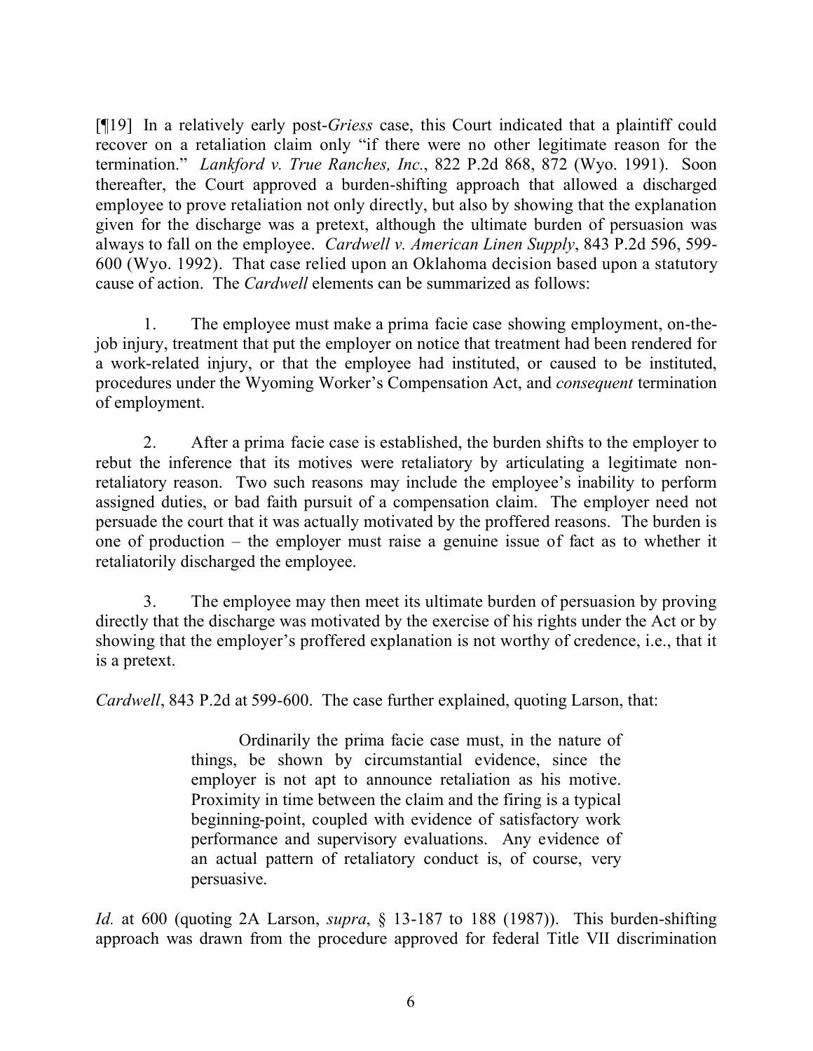[¶19] In a relatively early post-*Griess* case, this Court indicated that a plaintiff could recover on a retaliation claim only "if there were no other legitimate reason for the termination." *Lankford v. True Ranches, Inc.*, 822 P.2d 868, 872 (Wyo. 1991). Soon thereafter, the Court approved a burden-shifting approach that allowed a discharged employee to prove retaliation not only directly, but also by showing that the explanation given for the discharge was a pretext, although the ultimate burden of persuasion was always to fall on the employee. *Cardwell v. American Linen Supply*, 843 P.2d 596, 599-600 (Wyo. 1992). That case relied upon an Oklahoma decision based upon a statutory cause of action. The *Cardwell* elements can be summarized as follows:

1. The employee must make a prima facie case showing employment, on-the-job injury, treatment that put the employer on notice that treatment had been rendered for a work-related injury, or that the employee had instituted, or caused to be instituted, procedures under the Wyoming Worker's Compensation Act, and *consequent* termination of employment.

2. After a prima facie case is established, the burden shifts to the employer to rebut the inference that its motives were retaliatory by articulating a legitimate non-retaliatory reason. Two such reasons may include the employee's inability to perform assigned duties, or bad faith pursuit of a compensation claim. The employer need not persuade the court that it was actually motivated by the proffered reasons. The burden is one of production – the employer must raise a genuine issue of fact as to whether it retaliatorily discharged the employee.

3. The employee may then meet its ultimate burden of persuasion by proving directly that the discharge was motivated by the exercise of his rights under the Act or by showing that the employer's proffered explanation is not worthy of credence, i.e., that it is a pretext.

*Cardwell*, 843 P.2d at 599-600. The case further explained, quoting Larson, that:

> Ordinarily the prima facie case must, in the nature of things, be shown by circumstantial evidence, since the employer is not apt to announce retaliation as his motive. Proximity in time between the claim and the firing is a typical beginning-point, coupled with evidence of satisfactory work performance and supervisory evaluations. Any evidence of an actual pattern of retaliatory conduct is, of course, very persuasive.

*Id.* at 600 (quoting 2A Larson, *supra*, § 13-187 to 188 (1987)). This burden-shifting approach was drawn from the procedure approved for federal Title VII discrimination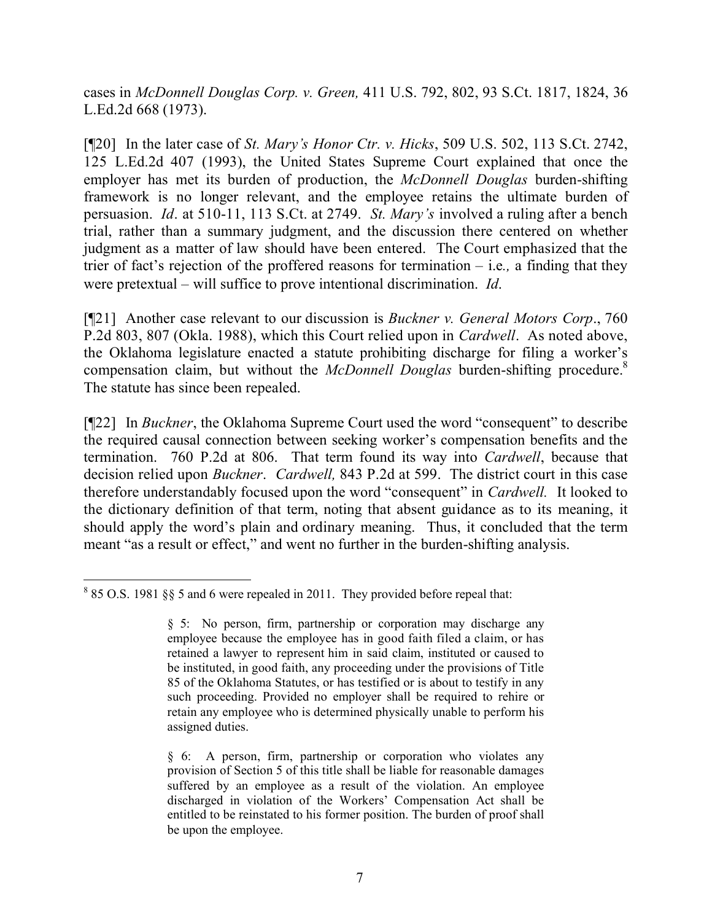cases in *McDonnell Douglas Corp. v. Green,* 411 U.S. 792, 802, 93 S.Ct. 1817, 1824, 36 L.Ed.2d 668 (1973).

[¶20] In the later case of *St. Mary's Honor Ctr. v. Hicks*, 509 U.S. 502, 113 S.Ct. 2742, 125 L.Ed.2d 407 (1993), the United States Supreme Court explained that once the employer has met its burden of production, the *McDonnell Douglas* burden-shifting framework is no longer relevant, and the employee retains the ultimate burden of persuasion. *Id*. at 510-11, 113 S.Ct. at 2749. *St. Mary's* involved a ruling after a bench trial, rather than a summary judgment, and the discussion there centered on whether judgment as a matter of law should have been entered. The Court emphasized that the trier of fact's rejection of the proffered reasons for termination – i.e*.,* a finding that they were pretextual – will suffice to prove intentional discrimination. *Id*.

[¶21] Another case relevant to our discussion is *Buckner v. General Motors Corp*., 760 P.2d 803, 807 (Okla. 1988), which this Court relied upon in *Cardwell*. As noted above, the Oklahoma legislature enacted a statute prohibiting discharge for filing a worker's compensation claim, but without the *McDonnell Douglas* burden-shifting procedure.[8] The statute has since been repealed.

[¶22] In *Buckner*, the Oklahoma Supreme Court used the word "consequent" to describe the required causal connection between seeking worker's compensation benefits and the termination. 760 P.2d at 806. That term found its way into *Cardwell*, because that decision relied upon *Buckner*. *Cardwell,* 843 P.2d at 599. The district court in this case therefore understandably focused upon the word "consequent" in *Cardwell.* It looked to the dictionary definition of that term, noting that absent guidance as to its meaning, it should apply the word's plain and ordinary meaning. Thus, it concluded that the term meant "as a result or effect," and went no further in the burden-shifting analysis.

---

[8] 85 O.S. 1981 §§ 5 and 6 were repealed in 2011. They provided before repeal that:

> § 5: No person, firm, partnership or corporation may discharge any employee because the employee has in good faith filed a claim, or has retained a lawyer to represent him in said claim, instituted or caused to be instituted, in good faith, any proceeding under the provisions of Title 85 of the Oklahoma Statutes, or has testified or is about to testify in any such proceeding. Provided no employer shall be required to rehire or retain any employee who is determined physically unable to perform his assigned duties.
>
> § 6: A person, firm, partnership or corporation who violates any provision of Section 5 of this title shall be liable for reasonable damages suffered by an employee as a result of the violation. An employee discharged in violation of the Workers' Compensation Act shall be entitled to be reinstated to his former position. The burden of proof shall be upon the employee.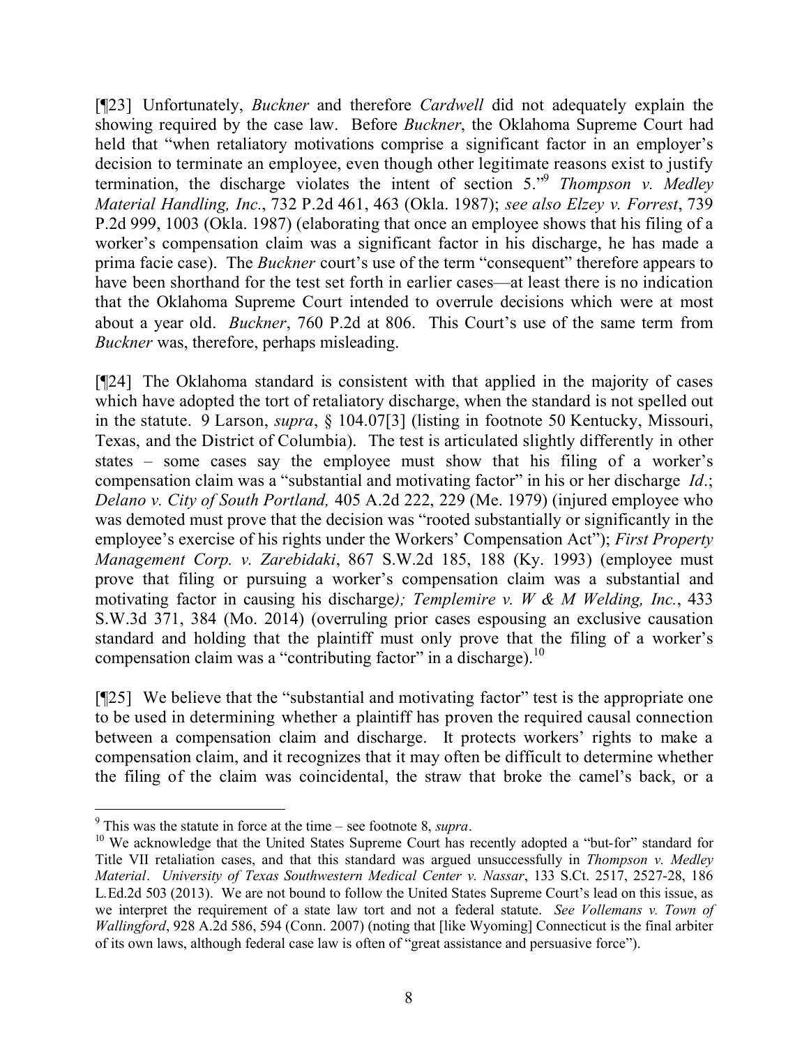[¶23] Unfortunately, *Buckner* and therefore *Cardwell* did not adequately explain the showing required by the case law. Before *Buckner*, the Oklahoma Supreme Court had held that "when retaliatory motivations comprise a significant factor in an employer's decision to terminate an employee, even though other legitimate reasons exist to justify termination, the discharge violates the intent of section 5."[9] *Thompson v. Medley Material Handling, Inc.*, 732 P.2d 461, 463 (Okla. 1987); *see also Elzey v. Forrest*, 739 P.2d 999, 1003 (Okla. 1987) (elaborating that once an employee shows that his filing of a worker's compensation claim was a significant factor in his discharge, he has made a prima facie case). The *Buckner* court's use of the term "consequent" therefore appears to have been shorthand for the test set forth in earlier cases—at least there is no indication that the Oklahoma Supreme Court intended to overrule decisions which were at most about a year old. *Buckner*, 760 P.2d at 806. This Court's use of the same term from *Buckner* was, therefore, perhaps misleading.

[¶24] The Oklahoma standard is consistent with that applied in the majority of cases which have adopted the tort of retaliatory discharge, when the standard is not spelled out in the statute. 9 Larson, *supra*, § 104.07[3] (listing in footnote 50 Kentucky, Missouri, Texas, and the District of Columbia). The test is articulated slightly differently in other states – some cases say the employee must show that his filing of a worker's compensation claim was a "substantial and motivating factor" in his or her discharge *Id*.; *Delano v. City of South Portland,* 405 A.2d 222, 229 (Me. 1979) (injured employee who was demoted must prove that the decision was "rooted substantially or significantly in the employee's exercise of his rights under the Workers' Compensation Act"); *First Property Management Corp. v. Zarebidaki*, 867 S.W.2d 185, 188 (Ky. 1993) (employee must prove that filing or pursuing a worker's compensation claim was a substantial and motivating factor in causing his discharge); *Templemire v. W & M Welding, Inc.*, 433 S.W.3d 371, 384 (Mo. 2014) (overruling prior cases espousing an exclusive causation standard and holding that the plaintiff must only prove that the filing of a worker's compensation claim was a "contributing factor" in a discharge).[10]

[¶25] We believe that the "substantial and motivating factor" test is the appropriate one to be used in determining whether a plaintiff has proven the required causal connection between a compensation claim and discharge. It protects workers' rights to make a compensation claim, and it recognizes that it may often be difficult to determine whether the filing of the claim was coincidental, the straw that broke the camel's back, or a

---

[9] This was the statute in force at the time – see footnote 8, *supra*.

[10] We acknowledge that the United States Supreme Court has recently adopted a "but-for" standard for Title VII retaliation cases, and that this standard was argued unsuccessfully in *Thompson v. Medley Material*. *University of Texas Southwestern Medical Center v. Nassar*, 133 S.Ct. 2517, 2527-28, 186 L.Ed.2d 503 (2013). We are not bound to follow the United States Supreme Court's lead on this issue, as we interpret the requirement of a state law tort and not a federal statute. *See Vollemans v. Town of Wallingford*, 928 A.2d 586, 594 (Conn. 2007) (noting that [like Wyoming] Connecticut is the final arbiter of its own laws, although federal case law is often of "great assistance and persuasive force").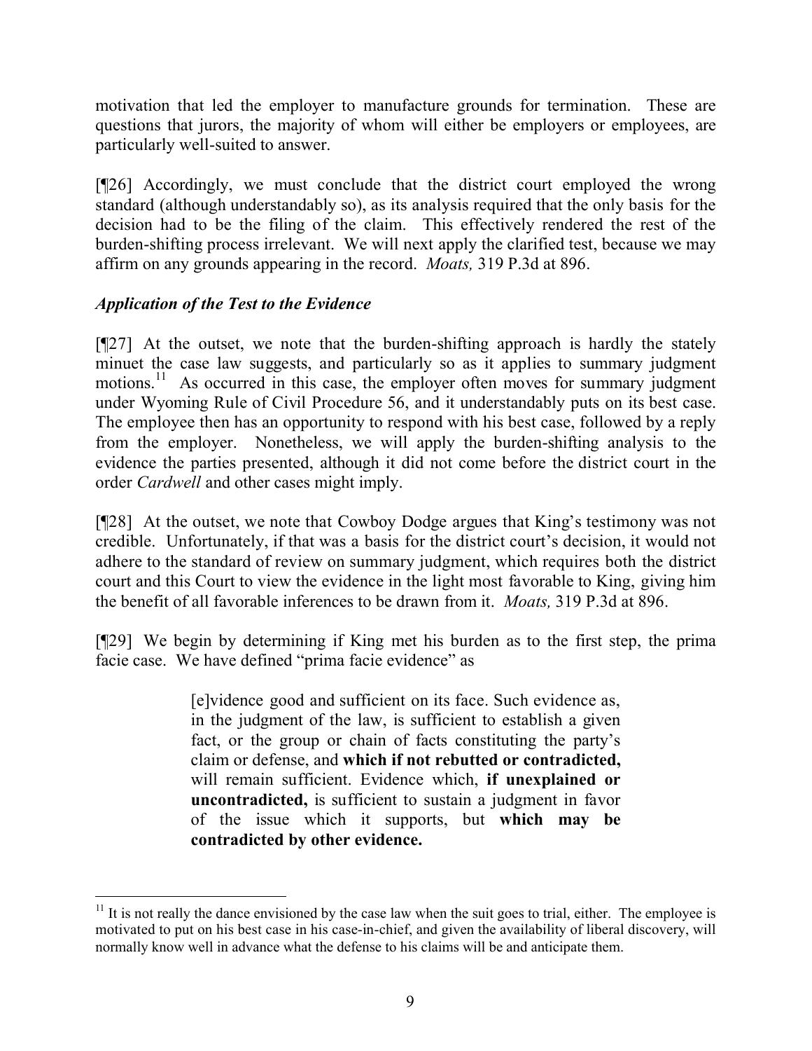motivation that led the employer to manufacture grounds for termination. These are questions that jurors, the majority of whom will either be employers or employees, are particularly well-suited to answer.

[¶26] Accordingly, we must conclude that the district court employed the wrong standard (although understandably so), as its analysis required that the only basis for the decision had to be the filing of the claim. This effectively rendered the rest of the burden-shifting process irrelevant. We will next apply the clarified test, because we may affirm on any grounds appearing in the record. *Moats,* 319 P.3d at 896.

### *Application of the Test to the Evidence*

[¶27] At the outset, we note that the burden-shifting approach is hardly the stately minuet the case law suggests, and particularly so as it applies to summary judgment motions.[11] As occurred in this case, the employer often moves for summary judgment under Wyoming Rule of Civil Procedure 56, and it understandably puts on its best case. The employee then has an opportunity to respond with his best case, followed by a reply from the employer. Nonetheless, we will apply the burden-shifting analysis to the evidence the parties presented, although it did not come before the district court in the order *Cardwell* and other cases might imply.

[¶28] At the outset, we note that Cowboy Dodge argues that King's testimony was not credible. Unfortunately, if that was a basis for the district court's decision, it would not adhere to the standard of review on summary judgment, which requires both the district court and this Court to view the evidence in the light most favorable to King, giving him the benefit of all favorable inferences to be drawn from it. *Moats,* 319 P.3d at 896.

[¶29] We begin by determining if King met his burden as to the first step, the prima facie case. We have defined "prima facie evidence" as

> [e]vidence good and sufficient on its face. Such evidence as, in the judgment of the law, is sufficient to establish a given fact, or the group or chain of facts constituting the party's claim or defense, and **which if not rebutted or contradicted,** will remain sufficient. Evidence which, **if unexplained or uncontradicted,** is sufficient to sustain a judgment in favor of the issue which it supports, but **which may be contradicted by other evidence.**

---

[11] It is not really the dance envisioned by the case law when the suit goes to trial, either. The employee is motivated to put on his best case in his case-in-chief, and given the availability of liberal discovery, will normally know well in advance what the defense to his claims will be and anticipate them.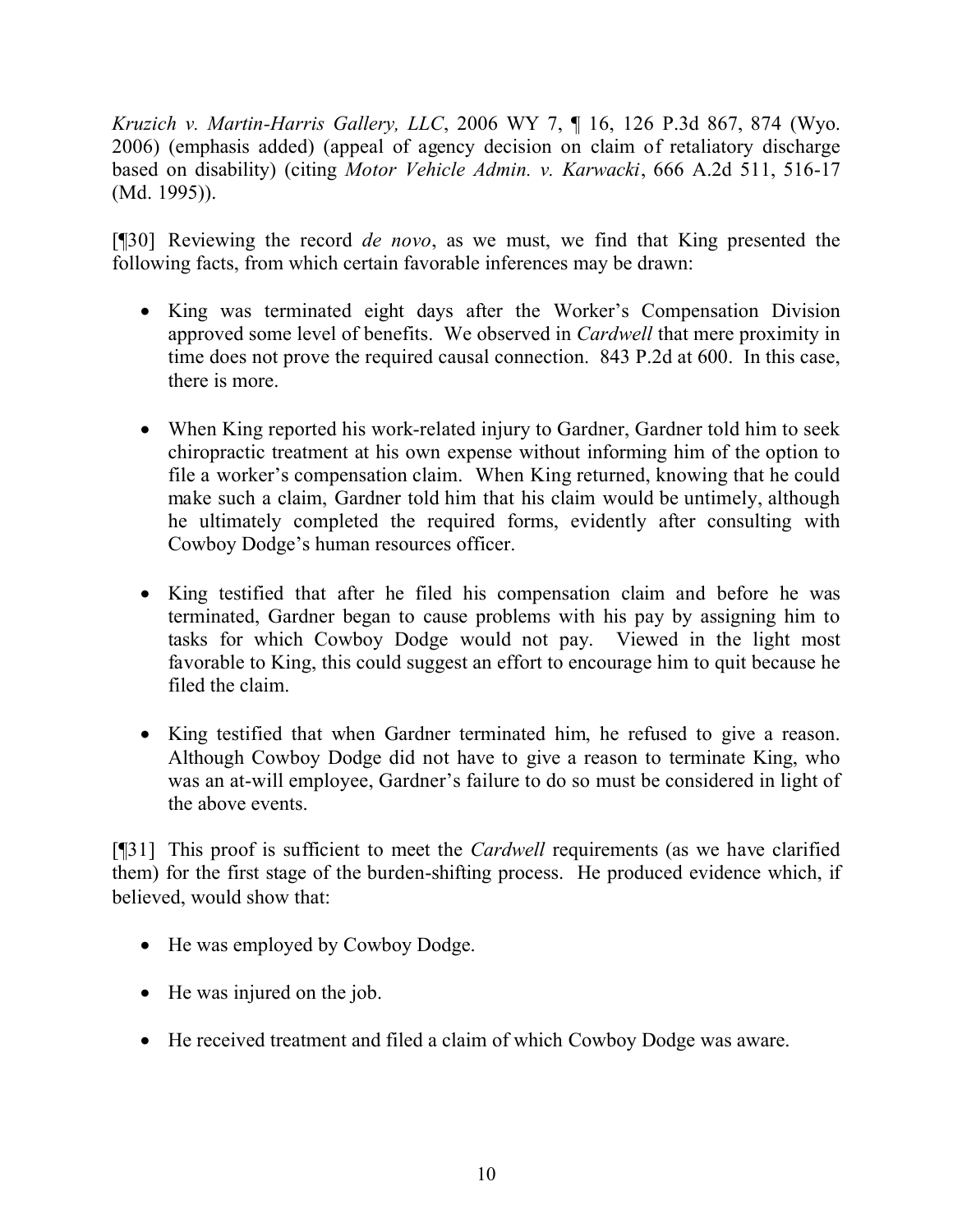*Kruzich v. Martin-Harris Gallery, LLC*, 2006 WY 7, ¶ 16, 126 P.3d 867, 874 (Wyo. 2006) (emphasis added) (appeal of agency decision on claim of retaliatory discharge based on disability) (citing *Motor Vehicle Admin. v. Karwacki*, 666 A.2d 511, 516-17 (Md. 1995)).

[¶30] Reviewing the record *de novo*, as we must, we find that King presented the following facts, from which certain favorable inferences may be drawn:

- King was terminated eight days after the Worker's Compensation Division approved some level of benefits. We observed in *Cardwell* that mere proximity in time does not prove the required causal connection. 843 P.2d at 600. In this case, there is more.
- When King reported his work-related injury to Gardner, Gardner told him to seek chiropractic treatment at his own expense without informing him of the option to file a worker's compensation claim. When King returned, knowing that he could make such a claim, Gardner told him that his claim would be untimely, although he ultimately completed the required forms, evidently after consulting with Cowboy Dodge's human resources officer.
- King testified that after he filed his compensation claim and before he was terminated, Gardner began to cause problems with his pay by assigning him to tasks for which Cowboy Dodge would not pay. Viewed in the light most favorable to King, this could suggest an effort to encourage him to quit because he filed the claim.
- King testified that when Gardner terminated him, he refused to give a reason. Although Cowboy Dodge did not have to give a reason to terminate King, who was an at-will employee, Gardner's failure to do so must be considered in light of the above events.

[¶31] This proof is sufficient to meet the *Cardwell* requirements (as we have clarified them) for the first stage of the burden-shifting process. He produced evidence which, if believed, would show that:

- He was employed by Cowboy Dodge.
- He was injured on the job.
- He received treatment and filed a claim of which Cowboy Dodge was aware.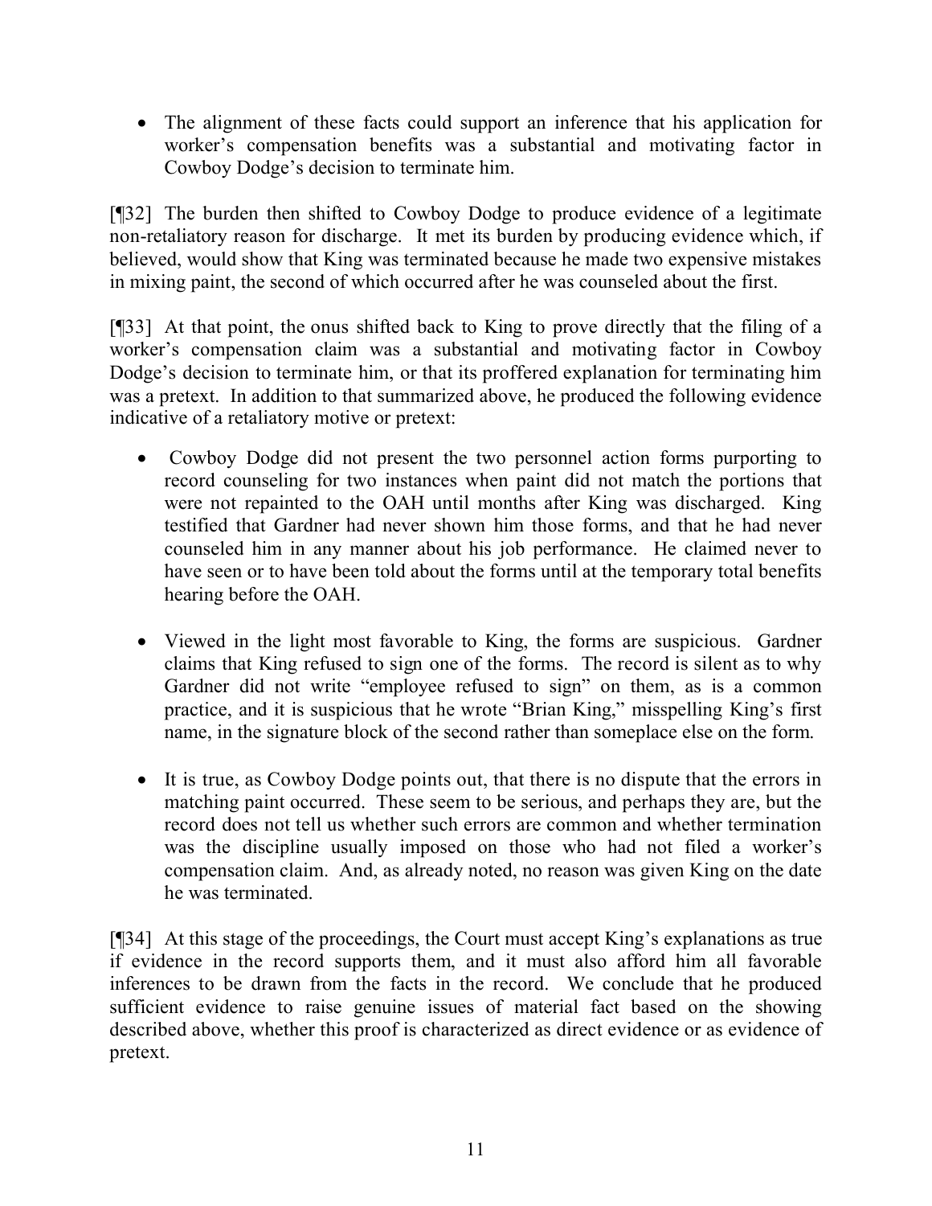- The alignment of these facts could support an inference that his application for worker's compensation benefits was a substantial and motivating factor in Cowboy Dodge's decision to terminate him.

[¶32] The burden then shifted to Cowboy Dodge to produce evidence of a legitimate non-retaliatory reason for discharge. It met its burden by producing evidence which, if believed, would show that King was terminated because he made two expensive mistakes in mixing paint, the second of which occurred after he was counseled about the first.

[¶33] At that point, the onus shifted back to King to prove directly that the filing of a worker's compensation claim was a substantial and motivating factor in Cowboy Dodge's decision to terminate him, or that its proffered explanation for terminating him was a pretext. In addition to that summarized above, he produced the following evidence indicative of a retaliatory motive or pretext:

- Cowboy Dodge did not present the two personnel action forms purporting to record counseling for two instances when paint did not match the portions that were not repainted to the OAH until months after King was discharged. King testified that Gardner had never shown him those forms, and that he had never counseled him in any manner about his job performance. He claimed never to have seen or to have been told about the forms until at the temporary total benefits hearing before the OAH.

- Viewed in the light most favorable to King, the forms are suspicious. Gardner claims that King refused to sign one of the forms. The record is silent as to why Gardner did not write "employee refused to sign" on them, as is a common practice, and it is suspicious that he wrote "Brian King," misspelling King's first name, in the signature block of the second rather than someplace else on the form.

- It is true, as Cowboy Dodge points out, that there is no dispute that the errors in matching paint occurred. These seem to be serious, and perhaps they are, but the record does not tell us whether such errors are common and whether termination was the discipline usually imposed on those who had not filed a worker's compensation claim. And, as already noted, no reason was given King on the date he was terminated.

[¶34] At this stage of the proceedings, the Court must accept King's explanations as true if evidence in the record supports them, and it must also afford him all favorable inferences to be drawn from the facts in the record. We conclude that he produced sufficient evidence to raise genuine issues of material fact based on the showing described above, whether this proof is characterized as direct evidence or as evidence of pretext.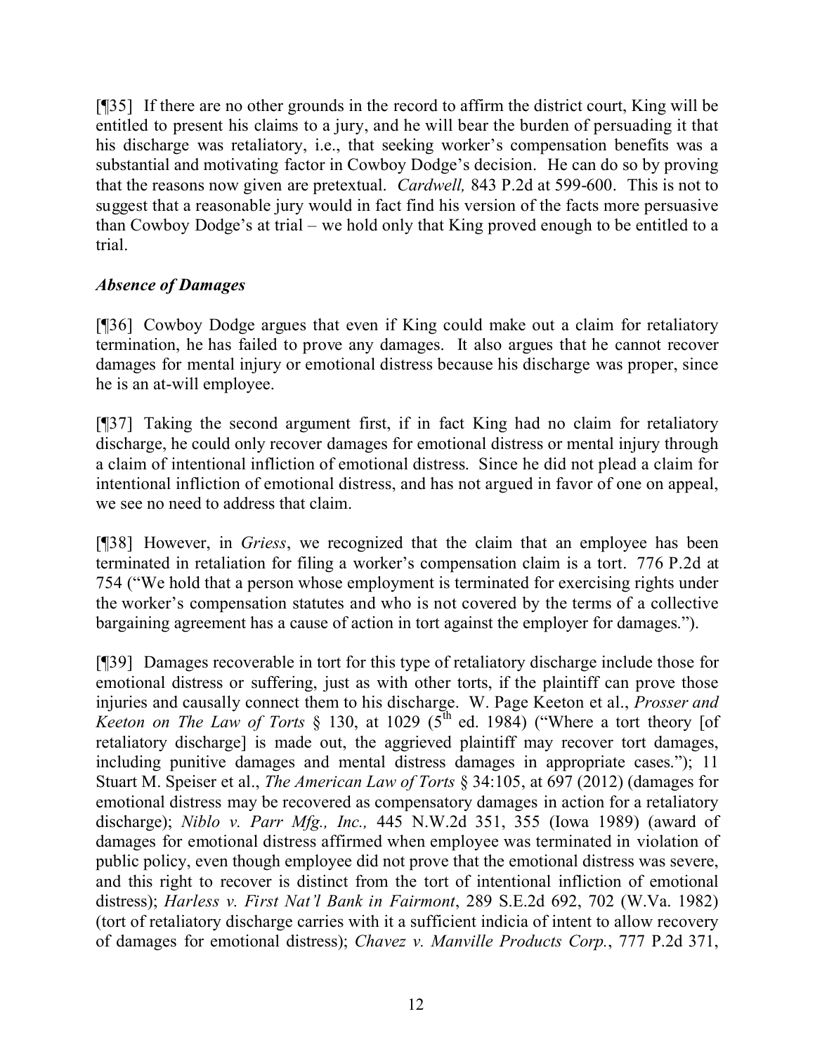[¶35] If there are no other grounds in the record to affirm the district court, King will be entitled to present his claims to a jury, and he will bear the burden of persuading it that his discharge was retaliatory, i.e., that seeking worker's compensation benefits was a substantial and motivating factor in Cowboy Dodge's decision. He can do so by proving that the reasons now given are pretextual. *Cardwell,* 843 P.2d at 599-600. This is not to suggest that a reasonable jury would in fact find his version of the facts more persuasive than Cowboy Dodge's at trial – we hold only that King proved enough to be entitled to a trial.

### *Absence of Damages*

[¶36] Cowboy Dodge argues that even if King could make out a claim for retaliatory termination, he has failed to prove any damages. It also argues that he cannot recover damages for mental injury or emotional distress because his discharge was proper, since he is an at-will employee.

[¶37] Taking the second argument first, if in fact King had no claim for retaliatory discharge, he could only recover damages for emotional distress or mental injury through a claim of intentional infliction of emotional distress. Since he did not plead a claim for intentional infliction of emotional distress, and has not argued in favor of one on appeal, we see no need to address that claim.

[¶38] However, in *Griess*, we recognized that the claim that an employee has been terminated in retaliation for filing a worker's compensation claim is a tort. 776 P.2d at 754 ("We hold that a person whose employment is terminated for exercising rights under the worker's compensation statutes and who is not covered by the terms of a collective bargaining agreement has a cause of action in tort against the employer for damages.").

[¶39] Damages recoverable in tort for this type of retaliatory discharge include those for emotional distress or suffering, just as with other torts, if the plaintiff can prove those injuries and causally connect them to his discharge. W. Page Keeton et al., *Prosser and Keeton on The Law of Torts* § 130, at 1029 (5th ed. 1984) ("Where a tort theory [of retaliatory discharge] is made out, the aggrieved plaintiff may recover tort damages, including punitive damages and mental distress damages in appropriate cases."); 11 Stuart M. Speiser et al., *The American Law of Torts* § 34:105, at 697 (2012) (damages for emotional distress may be recovered as compensatory damages in action for a retaliatory discharge); *Niblo v. Parr Mfg., Inc.,* 445 N.W.2d 351, 355 (Iowa 1989) (award of damages for emotional distress affirmed when employee was terminated in violation of public policy, even though employee did not prove that the emotional distress was severe, and this right to recover is distinct from the tort of intentional infliction of emotional distress); *Harless v. First Nat'l Bank in Fairmont*, 289 S.E.2d 692, 702 (W.Va. 1982) (tort of retaliatory discharge carries with it a sufficient indicia of intent to allow recovery of damages for emotional distress); *Chavez v. Manville Products Corp.*, 777 P.2d 371,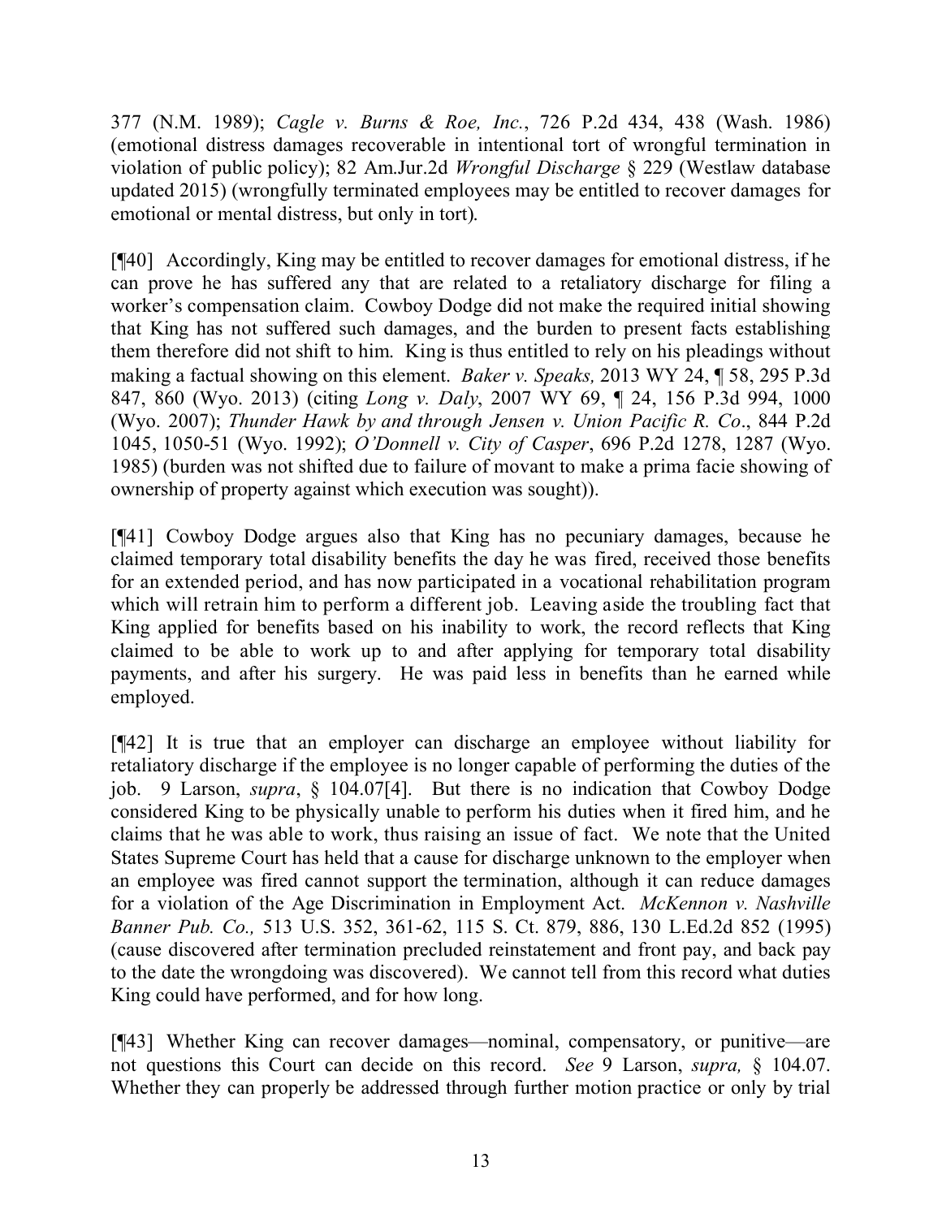377 (N.M. 1989); *Cagle v. Burns & Roe, Inc.*, 726 P.2d 434, 438 (Wash. 1986) (emotional distress damages recoverable in intentional tort of wrongful termination in violation of public policy); 82 Am.Jur.2d *Wrongful Discharge* § 229 (Westlaw database updated 2015) (wrongfully terminated employees may be entitled to recover damages for emotional or mental distress, but only in tort).

[¶40] Accordingly, King may be entitled to recover damages for emotional distress, if he can prove he has suffered any that are related to a retaliatory discharge for filing a worker's compensation claim. Cowboy Dodge did not make the required initial showing that King has not suffered such damages, and the burden to present facts establishing them therefore did not shift to him. King is thus entitled to rely on his pleadings without making a factual showing on this element. *Baker v. Speaks,* 2013 WY 24, ¶ 58, 295 P.3d 847, 860 (Wyo. 2013) (citing *Long v. Daly*, 2007 WY 69, ¶ 24, 156 P.3d 994, 1000 (Wyo. 2007); *Thunder Hawk by and through Jensen v. Union Pacific R. Co*., 844 P.2d 1045, 1050-51 (Wyo. 1992); *O'Donnell v. City of Casper*, 696 P.2d 1278, 1287 (Wyo. 1985) (burden was not shifted due to failure of movant to make a prima facie showing of ownership of property against which execution was sought)).

[¶41] Cowboy Dodge argues also that King has no pecuniary damages, because he claimed temporary total disability benefits the day he was fired, received those benefits for an extended period, and has now participated in a vocational rehabilitation program which will retrain him to perform a different job. Leaving aside the troubling fact that King applied for benefits based on his inability to work, the record reflects that King claimed to be able to work up to and after applying for temporary total disability payments, and after his surgery. He was paid less in benefits than he earned while employed.

[¶42] It is true that an employer can discharge an employee without liability for retaliatory discharge if the employee is no longer capable of performing the duties of the job. 9 Larson, *supra*, § 104.07[4]. But there is no indication that Cowboy Dodge considered King to be physically unable to perform his duties when it fired him, and he claims that he was able to work, thus raising an issue of fact. We note that the United States Supreme Court has held that a cause for discharge unknown to the employer when an employee was fired cannot support the termination, although it can reduce damages for a violation of the Age Discrimination in Employment Act. *McKennon v. Nashville Banner Pub. Co.,* 513 U.S. 352, 361-62, 115 S. Ct. 879, 886, 130 L.Ed.2d 852 (1995) (cause discovered after termination precluded reinstatement and front pay, and back pay to the date the wrongdoing was discovered). We cannot tell from this record what duties King could have performed, and for how long.

[¶43] Whether King can recover damages—nominal, compensatory, or punitive—are not questions this Court can decide on this record. *See* 9 Larson, *supra,* § 104.07. Whether they can properly be addressed through further motion practice or only by trial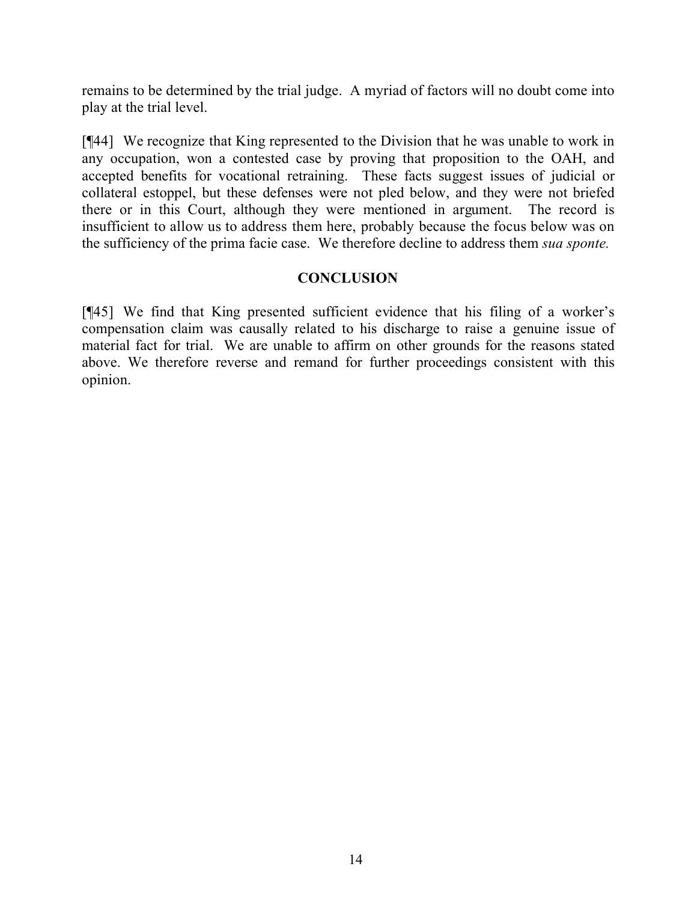remains to be determined by the trial judge. A myriad of factors will no doubt come into play at the trial level.

[¶44] We recognize that King represented to the Division that he was unable to work in any occupation, won a contested case by proving that proposition to the OAH, and accepted benefits for vocational retraining. These facts suggest issues of judicial or collateral estoppel, but these defenses were not pled below, and they were not briefed there or in this Court, although they were mentioned in argument. The record is insufficient to allow us to address them here, probably because the focus below was on the sufficiency of the prima facie case. We therefore decline to address them *sua sponte.*

## CONCLUSION

[¶45] We find that King presented sufficient evidence that his filing of a worker's compensation claim was causally related to his discharge to raise a genuine issue of material fact for trial. We are unable to affirm on other grounds for the reasons stated above. We therefore reverse and remand for further proceedings consistent with this opinion.